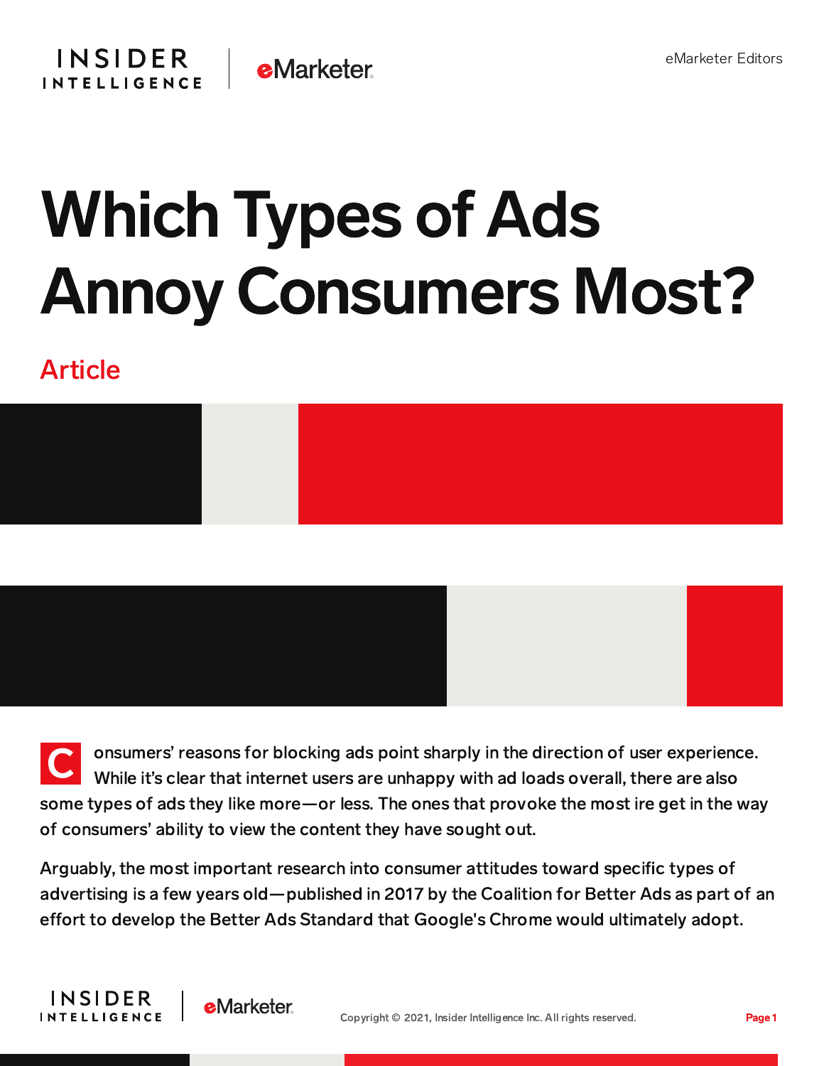eMarketer Editors

# Which Types of Ads Annoy Consumers Most?

Article

Consumers' reasons for blocking ads point sharply in the direction of user experience. While it's clear that internet users are unhappy with ad loads overall, there are also some types of ads they like more—or less. The ones that provoke the most ire get in the way of consumers' ability to view the content they have sought out.

Arguably, the most important research into consumer attitudes toward specific types of advertising is a few years old—published in 2017 by the Coalition for Better Ads as part of an effort to develop the Better Ads Standard that Google's Chrome would ultimately adopt.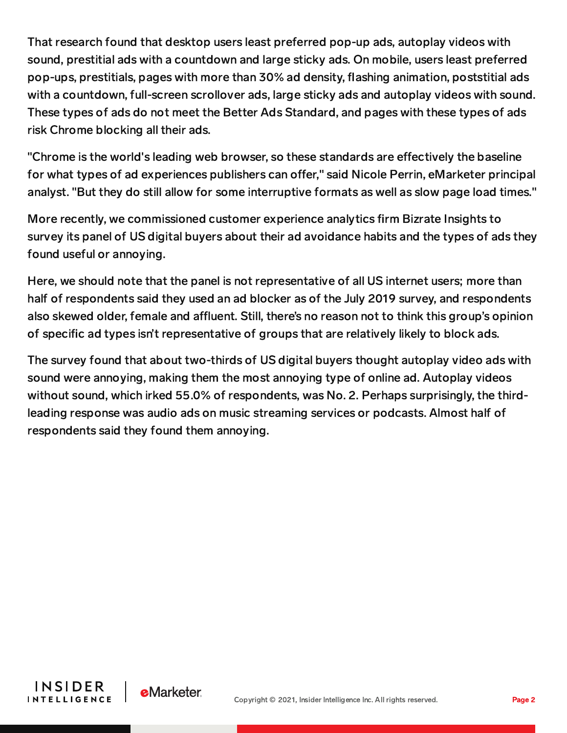That research found that desktop users least preferred pop-up ads, autoplay videos with sound, prestitial ads with a countdown and large sticky ads. On mobile, users least preferred pop-ups, prestitials, pages with more than 30% ad density, flashing animation, poststitial ads with a countdown, full-screen scrollover ads, large sticky ads and autoplay videos with sound. These types of ads do not meet the Better Ads Standard, and pages with these types of ads risk Chrome blocking all their ads.

"Chrome is the world's leading web browser, so these standards are effectively the baseline for what types of ad experiences publishers can offer," said Nicole Perrin, eMarketer principal analyst. "But they do still allow for some interruptive formats as well as slow page load times."

More recently, we commissioned customer experience analytics firm Bizrate Insights to survey its panel of US digital buyers about their ad avoidance habits and the types of ads they found useful or annoying.

Here, we should note that the panel is not representative of all US internet users; more than half of respondents said they used an ad blocker as of the July 2019 survey, and respondents also skewed older, female and affluent. Still, there's no reason not to think this group's opinion of specific ad types isn't representative of groups that are relatively likely to block ads.

The survey found that about two-thirds of US digital buyers thought autoplay video ads with sound were annoying, making them the most annoying type of online ad. Autoplay videos without sound, which irked 55.0% of respondents, was No. 2. Perhaps surprisingly, the third-leading response was audio ads on music streaming services or podcasts. Almost half of respondents said they found them annoying.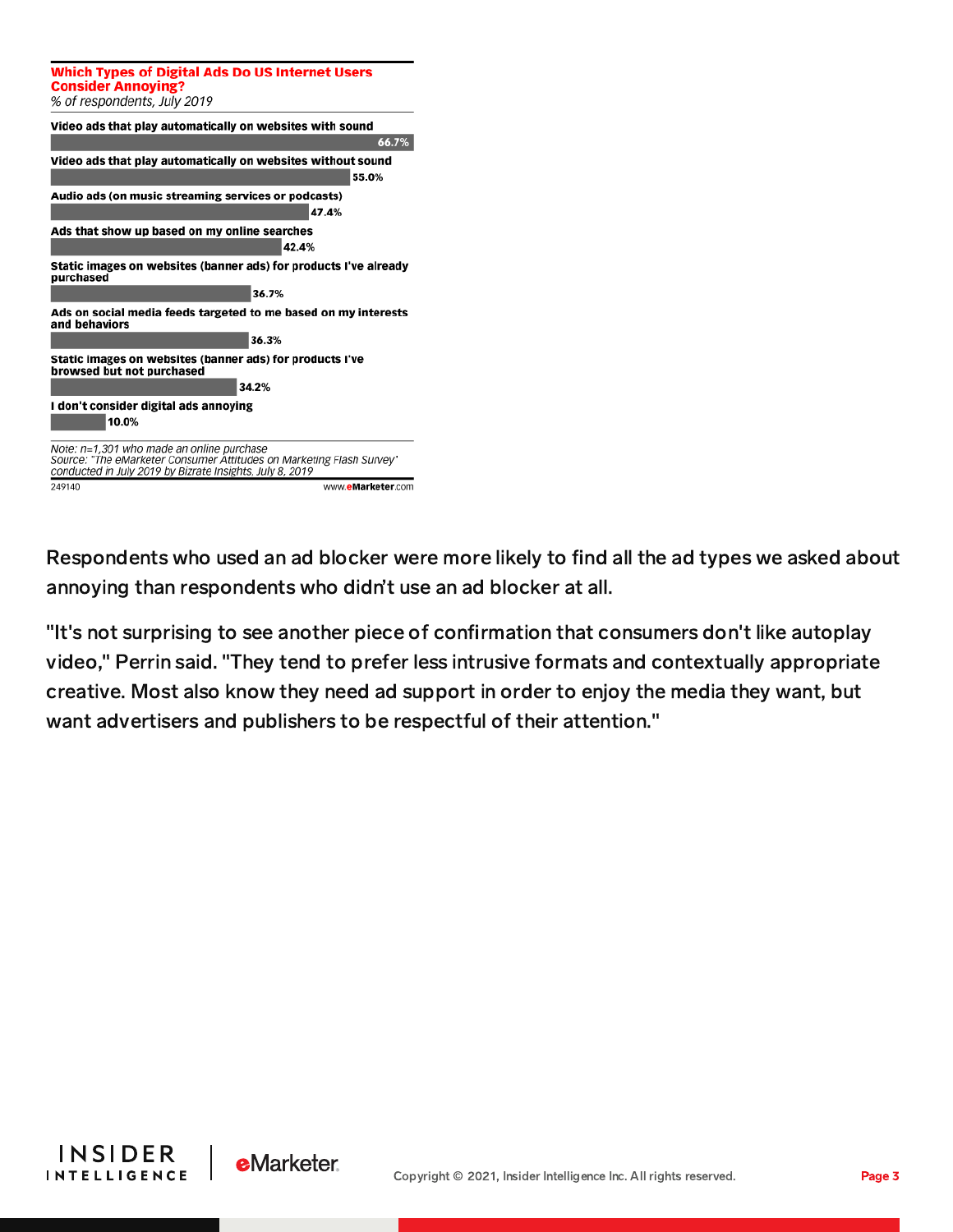**Which Types of Digital Ads Do US Internet Users Consider Annoying?**
*% of respondents, July 2019*

| Ad type | % of respondents |
| --- | --- |
| Video ads that play automatically on websites with sound | 66.7% |
| Video ads that play automatically on websites without sound | 55.0% |
| Audio ads (on music streaming services or podcasts) | 47.4% |
| Ads that show up based on my online searches | 42.4% |
| Static images on websites (banner ads) for products I've already purchased | 36.7% |
| Ads on social media feeds targeted to me based on my interests and behaviors | 36.3% |
| Static images on websites (banner ads) for products I've browsed but not purchased | 34.2% |
| I don't consider digital ads annoying | 10.0% |

*Note: n=1,301 who made an online purchase*
*Source: "The eMarketer Consumer Attitudes on Marketing Flash Survey" conducted in July 2019 by Bizrate Insights, July 8, 2019*

249140 www.eMarketer.com

Respondents who used an ad blocker were more likely to find all the ad types we asked about annoying than respondents who didn't use an ad blocker at all.

"It's not surprising to see another piece of confirmation that consumers don't like autoplay video," Perrin said. "They tend to prefer less intrusive formats and contextually appropriate creative. Most also know they need ad support in order to enjoy the media they want, but want advertisers and publishers to be respectful of their attention."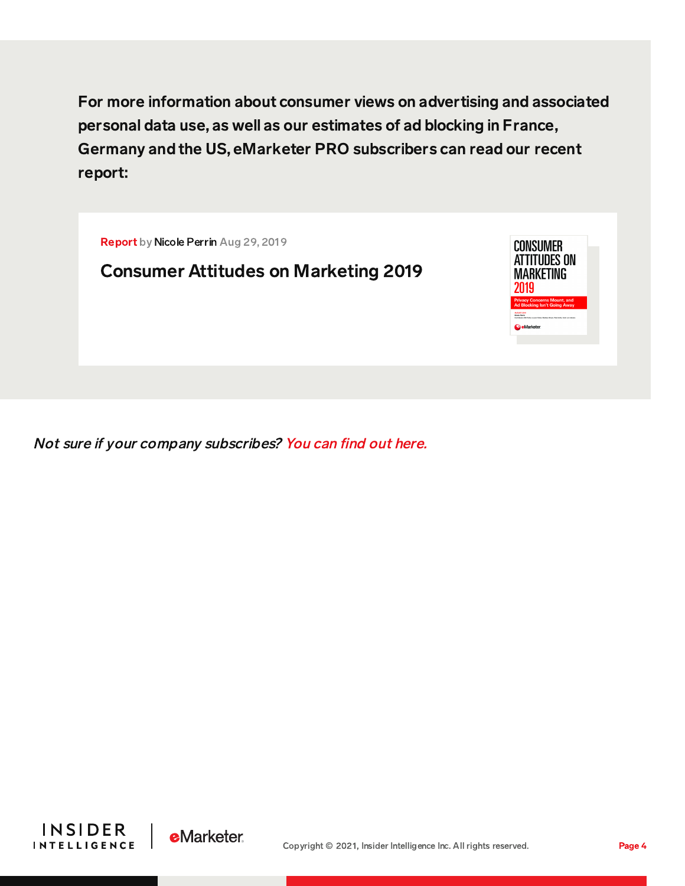**For more information about consumer views on advertising and associated personal data use, as well as our estimates of ad blocking in France, Germany and the US, eMarketer PRO subscribers can read our recent report:**

Report by Nicole Perrin Aug 29, 2019

## Consumer Attitudes on Marketing 2019

*Not sure if your company subscribes? You can find out here.*